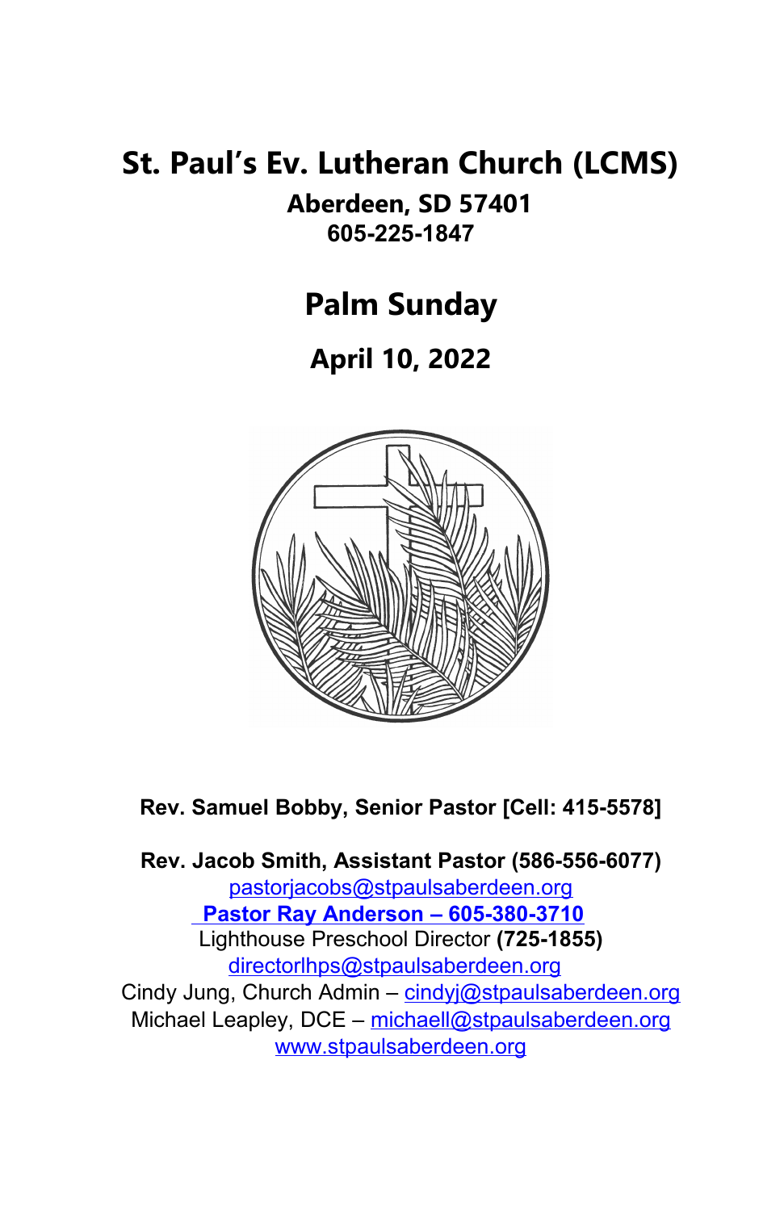# St. Paul's Ev. Lutheran Church (LCMS)

**Aberdeen, SD 57401**

**605-225-1847**

## Palm Sunday

## April 10, 2022

**Rev. Samuel Bobby, Senior Pastor [Cell: 415-5578]**

**Rev. Jacob Smith, Assistant Pastor (586-556-6077)**
pastorjacobs@stpaulsaberdeen.org
**Pastor Ray Anderson – 605-380-3710**
Lighthouse Preschool Director **(725-1855)**
directorlhps@stpaulsaberdeen.org
Cindy Jung, Church Admin – cindyj@stpaulsaberdeen.org
Michael Leapley, DCE – michaell@stpaulsaberdeen.org
www.stpaulsaberdeen.org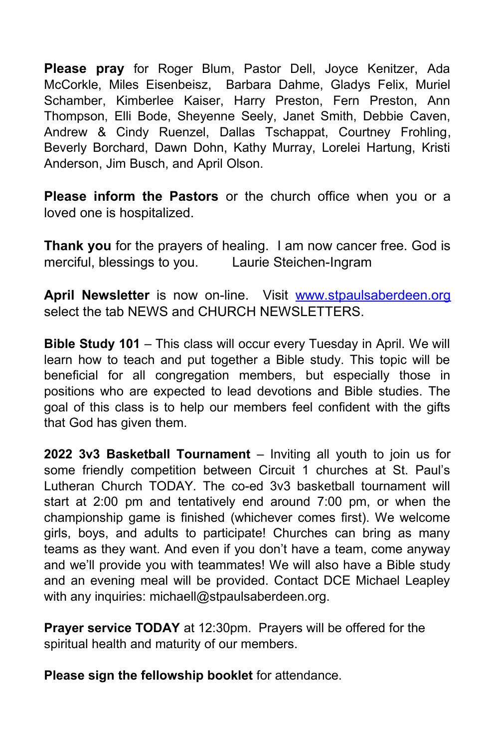**Please pray** for Roger Blum, Pastor Dell, Joyce Kenitzer, Ada McCorkle, Miles Eisenbeisz, Barbara Dahme, Gladys Felix, Muriel Schamber, Kimberlee Kaiser, Harry Preston, Fern Preston, Ann Thompson, Elli Bode, Sheyenne Seely, Janet Smith, Debbie Caven, Andrew & Cindy Ruenzel, Dallas Tschappat, Courtney Frohling, Beverly Borchard, Dawn Dohn, Kathy Murray, Lorelei Hartung, Kristi Anderson, Jim Busch, and April Olson.

**Please inform the Pastors** or the church office when you or a loved one is hospitalized.

**Thank you** for the prayers of healing. I am now cancer free. God is merciful, blessings to you. Laurie Steichen-Ingram

**April Newsletter** is now on-line. Visit [www.stpaulsaberdeen.org](http://www.stpaulsaberdeen.org) select the tab NEWS and CHURCH NEWSLETTERS.

**Bible Study 101** – This class will occur every Tuesday in April. We will learn how to teach and put together a Bible study. This topic will be beneficial for all congregation members, but especially those in positions who are expected to lead devotions and Bible studies. The goal of this class is to help our members feel confident with the gifts that God has given them.

**2022 3v3 Basketball Tournament** – Inviting all youth to join us for some friendly competition between Circuit 1 churches at St. Paul's Lutheran Church TODAY. The co-ed 3v3 basketball tournament will start at 2:00 pm and tentatively end around 7:00 pm, or when the championship game is finished (whichever comes first). We welcome girls, boys, and adults to participate! Churches can bring as many teams as they want. And even if you don't have a team, come anyway and we'll provide you with teammates! We will also have a Bible study and an evening meal will be provided. Contact DCE Michael Leapley with any inquiries: michaell@stpaulsaberdeen.org.

**Prayer service TODAY** at 12:30pm. Prayers will be offered for the spiritual health and maturity of our members.

**Please sign the fellowship booklet** for attendance.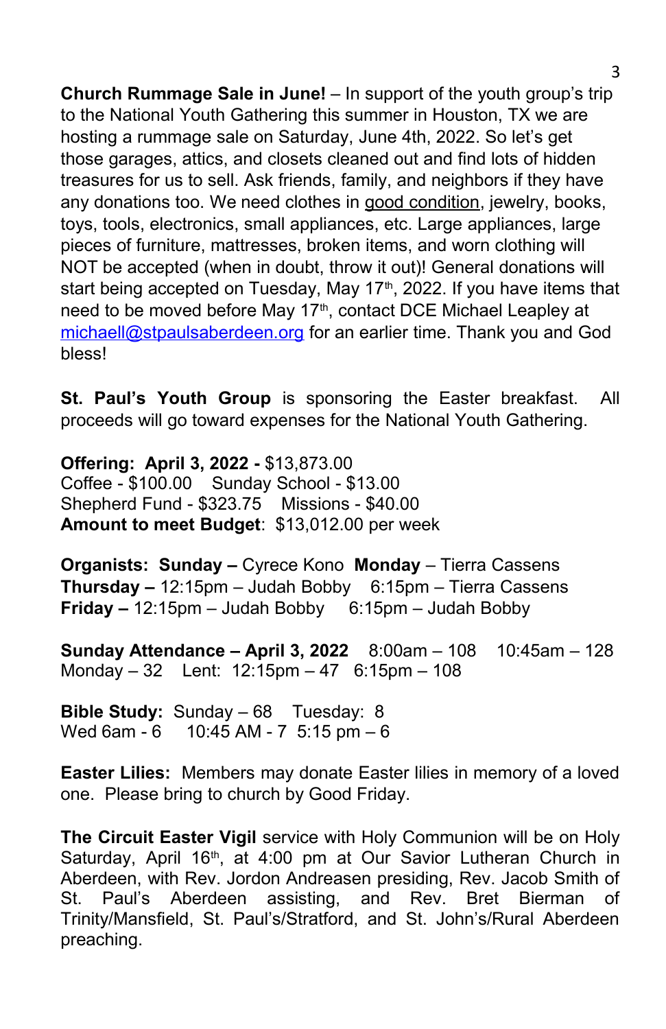**Church Rummage Sale in June!** – In support of the youth group's trip to the National Youth Gathering this summer in Houston, TX we are hosting a rummage sale on Saturday, June 4th, 2022. So let's get those garages, attics, and closets cleaned out and find lots of hidden treasures for us to sell. Ask friends, family, and neighbors if they have any donations too. We need clothes in good condition, jewelry, books, toys, tools, electronics, small appliances, etc. Large appliances, large pieces of furniture, mattresses, broken items, and worn clothing will NOT be accepted (when in doubt, throw it out)! General donations will start being accepted on Tuesday, May 17th, 2022. If you have items that need to be moved before May 17th, contact DCE Michael Leapley at michaell@stpaulsaberdeen.org for an earlier time. Thank you and God bless!

**St. Paul's Youth Group** is sponsoring the Easter breakfast. All proceeds will go toward expenses for the National Youth Gathering.

**Offering: April 3, 2022 -** $13,873.00
Coffee - $100.00 Sunday School - $13.00
Shepherd Fund - $323.75 Missions - $40.00
**Amount to meet Budget**: $13,012.00 per week

**Organists: Sunday –** Cyrece Kono **Monday** – Tierra Cassens
**Thursday –** 12:15pm – Judah Bobby 6:15pm – Tierra Cassens
**Friday –** 12:15pm – Judah Bobby 6:15pm – Judah Bobby

**Sunday Attendance – April 3, 2022** 8:00am – 108 10:45am – 128
Monday – 32 Lent: 12:15pm – 47 6:15pm – 108

**Bible Study:** Sunday – 68 Tuesday: 8
Wed 6am - 6 10:45 AM - 7 5:15 pm – 6

**Easter Lilies:** Members may donate Easter lilies in memory of a loved one. Please bring to church by Good Friday.

**The Circuit Easter Vigil** service with Holy Communion will be on Holy Saturday, April 16th, at 4:00 pm at Our Savior Lutheran Church in Aberdeen, with Rev. Jordon Andreasen presiding, Rev. Jacob Smith of St. Paul's Aberdeen assisting, and Rev. Bret Bierman of Trinity/Mansfield, St. Paul's/Stratford, and St. John's/Rural Aberdeen preaching.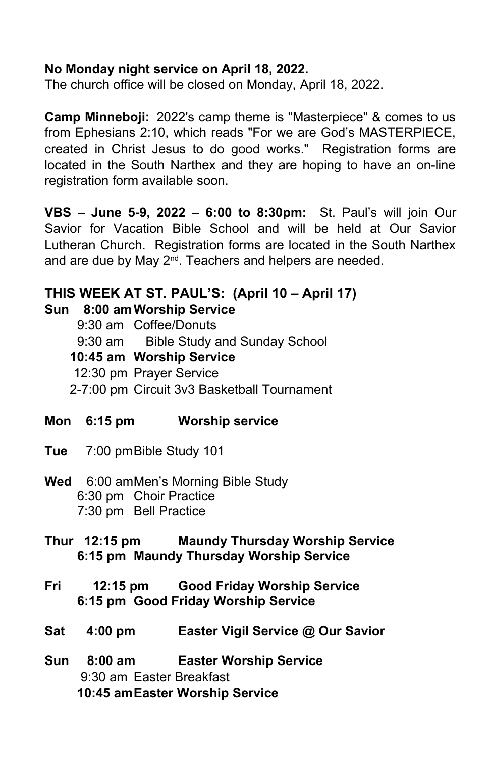**No Monday night service on April 18, 2022.**
The church office will be closed on Monday, April 18, 2022.

**Camp Minneboji:** 2022's camp theme is "Masterpiece" & comes to us from Ephesians 2:10, which reads "For we are God's MASTERPIECE, created in Christ Jesus to do good works." Registration forms are located in the South Narthex and they are hoping to have an on-line registration form available soon.

**VBS – June 5-9, 2022 – 6:00 to 8:30pm:** St. Paul's will join Our Savior for Vacation Bible School and will be held at Our Savior Lutheran Church. Registration forms are located in the South Narthex and are due by May 2nd. Teachers and helpers are needed.

**THIS WEEK AT ST. PAUL'S: (April 10 – April 17)**

**Sun 8:00 am Worship Service**
9:30 am Coffee/Donuts
9:30 am Bible Study and Sunday School
**10:45 am Worship Service**
12:30 pm Prayer Service
2-7:00 pm Circuit 3v3 Basketball Tournament

**Mon 6:15 pm Worship service**

**Tue** 7:00 pm Bible Study 101

**Wed** 6:00 am Men's Morning Bible Study
6:30 pm Choir Practice
7:30 pm Bell Practice

**Thur 12:15 pm Maundy Thursday Worship Service**
**6:15 pm Maundy Thursday Worship Service**

**Fri 12:15 pm Good Friday Worship Service**
**6:15 pm Good Friday Worship Service**

**Sat 4:00 pm Easter Vigil Service @ Our Savior**

**Sun 8:00 am Easter Worship Service**
9:30 am Easter Breakfast
**10:45 am Easter Worship Service**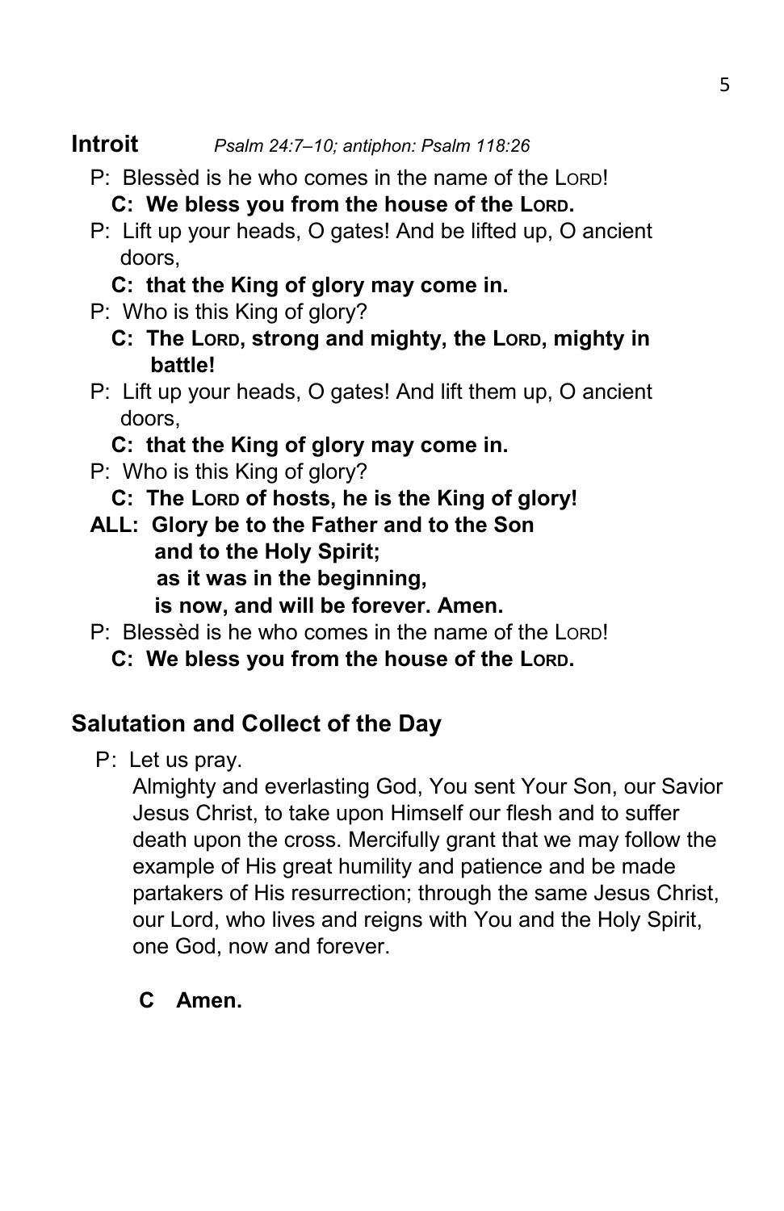## Introit *Psalm 24:7–10; antiphon: Psalm 118:26*

P: Blessèd is he who comes in the name of the LORD!

**C: We bless you from the house of the LORD.**

P: Lift up your heads, O gates! And be lifted up, O ancient doors,

**C: that the King of glory may come in.**

P: Who is this King of glory?

**C: The LORD, strong and mighty, the LORD, mighty in battle!**

P: Lift up your heads, O gates! And lift them up, O ancient doors,

**C: that the King of glory may come in.**

P: Who is this King of glory?

**C: The LORD of hosts, he is the King of glory!**

**ALL: Glory be to the Father and to the Son**
**and to the Holy Spirit;**
**as it was in the beginning,**
**is now, and will be forever. Amen.**

P: Blessèd is he who comes in the name of the LORD!

**C: We bless you from the house of the LORD.**

## Salutation and Collect of the Day

P: Let us pray.

Almighty and everlasting God, You sent Your Son, our Savior Jesus Christ, to take upon Himself our flesh and to suffer death upon the cross. Mercifully grant that we may follow the example of His great humility and patience and be made partakers of His resurrection; through the same Jesus Christ, our Lord, who lives and reigns with You and the Holy Spirit, one God, now and forever.

**C Amen.**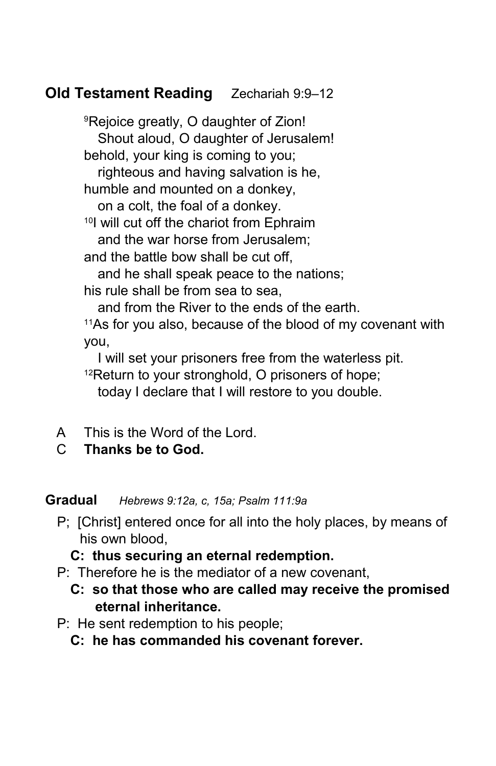## **Old Testament Reading** Zechariah 9:9–12

[9]Rejoice greatly, O daughter of Zion!
Shout aloud, O daughter of Jerusalem!
behold, your king is coming to you;
righteous and having salvation is he,
humble and mounted on a donkey,
on a colt, the foal of a donkey.
[10]I will cut off the chariot from Ephraim
and the war horse from Jerusalem;
and the battle bow shall be cut off,
and he shall speak peace to the nations;
his rule shall be from sea to sea,
and from the River to the ends of the earth.
[11]As for you also, because of the blood of my covenant with you,
I will set your prisoners free from the waterless pit.
[12]Return to your stronghold, O prisoners of hope;
today I declare that I will restore to you double.

A This is the Word of the Lord.
C **Thanks be to God.**

## **Gradual** *Hebrews 9:12a, c, 15a; Psalm 111:9a*

P; [Christ] entered once for all into the holy places, by means of his own blood,
**C: thus securing an eternal redemption.**
P: Therefore he is the mediator of a new covenant,
**C: so that those who are called may receive the promised eternal inheritance.**
P: He sent redemption to his people;
**C: he has commanded his covenant forever.**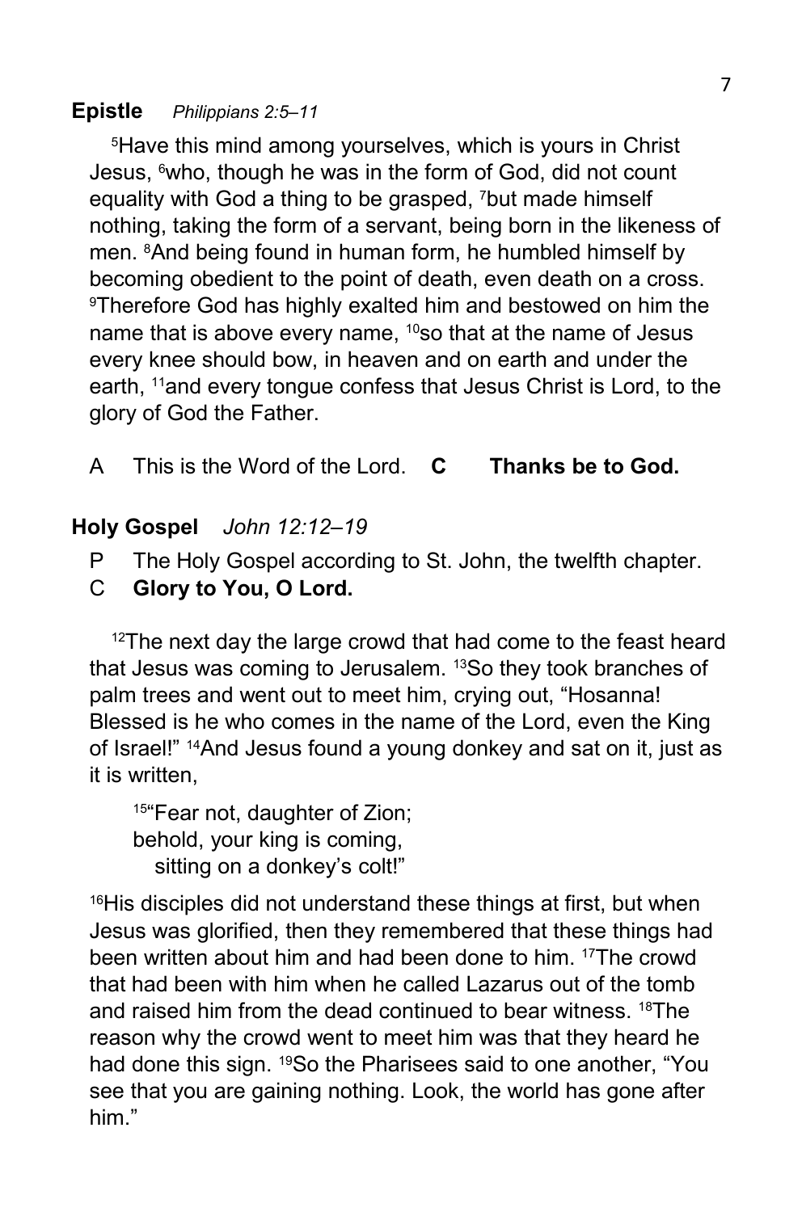**Epistle** *Philippians 2:5–11*

[5]Have this mind among yourselves, which is yours in Christ Jesus, [6]who, though he was in the form of God, did not count equality with God a thing to be grasped, [7]but made himself nothing, taking the form of a servant, being born in the likeness of men. [8]And being found in human form, he humbled himself by becoming obedient to the point of death, even death on a cross. [9]Therefore God has highly exalted him and bestowed on him the name that is above every name, [10]so that at the name of Jesus every knee should bow, in heaven and on earth and under the earth, [11]and every tongue confess that Jesus Christ is Lord, to the glory of God the Father.

A This is the Word of the Lord. **C Thanks be to God.**

**Holy Gospel** *John 12:12–19*

P The Holy Gospel according to St. John, the twelfth chapter.
C **Glory to You, O Lord.**

[12]The next day the large crowd that had come to the feast heard that Jesus was coming to Jerusalem. [13]So they took branches of palm trees and went out to meet him, crying out, "Hosanna! Blessed is he who comes in the name of the Lord, even the King of Israel!" [14]And Jesus found a young donkey and sat on it, just as it is written,

> [15]"Fear not, daughter of Zion;
> behold, your king is coming,
> sitting on a donkey's colt!"

[16]His disciples did not understand these things at first, but when Jesus was glorified, then they remembered that these things had been written about him and had been done to him. [17]The crowd that had been with him when he called Lazarus out of the tomb and raised him from the dead continued to bear witness. [18]The reason why the crowd went to meet him was that they heard he had done this sign. [19]So the Pharisees said to one another, "You see that you are gaining nothing. Look, the world has gone after him."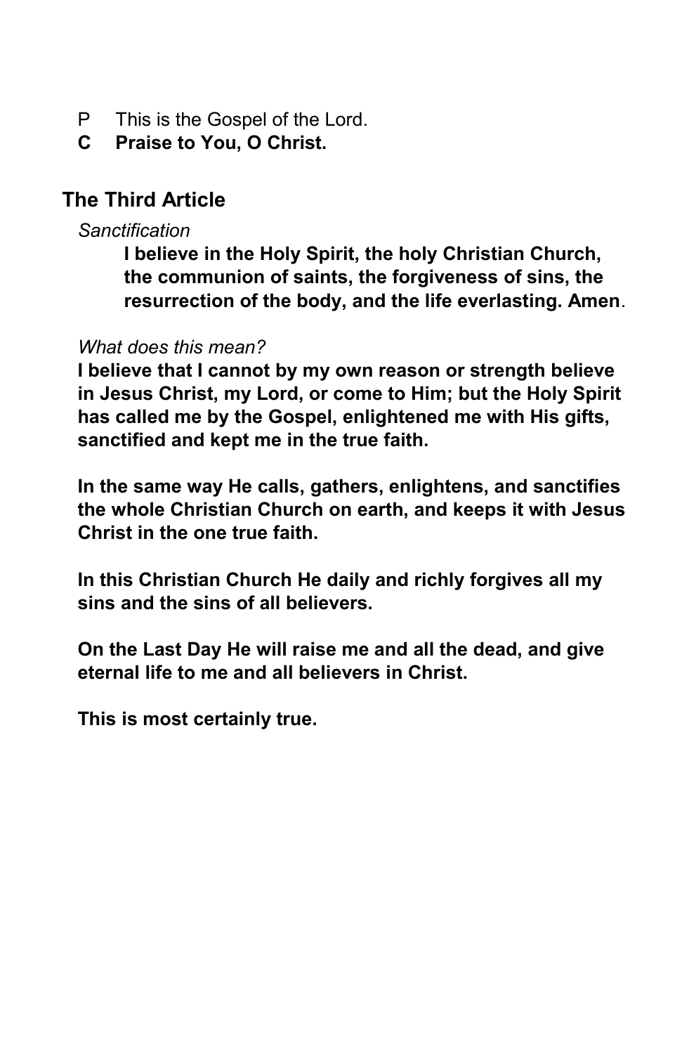P This is the Gospel of the Lord.

**C Praise to You, O Christ.**

## The Third Article

*Sanctification*

**I believe in the Holy Spirit, the holy Christian Church, the communion of saints, the forgiveness of sins, the resurrection of the body, and the life everlasting. Amen**.

*What does this mean?*

**I believe that I cannot by my own reason or strength believe in Jesus Christ, my Lord, or come to Him; but the Holy Spirit has called me by the Gospel, enlightened me with His gifts, sanctified and kept me in the true faith.**

**In the same way He calls, gathers, enlightens, and sanctifies the whole Christian Church on earth, and keeps it with Jesus Christ in the one true faith.**

**In this Christian Church He daily and richly forgives all my sins and the sins of all believers.**

**On the Last Day He will raise me and all the dead, and give eternal life to me and all believers in Christ.**

**This is most certainly true.**